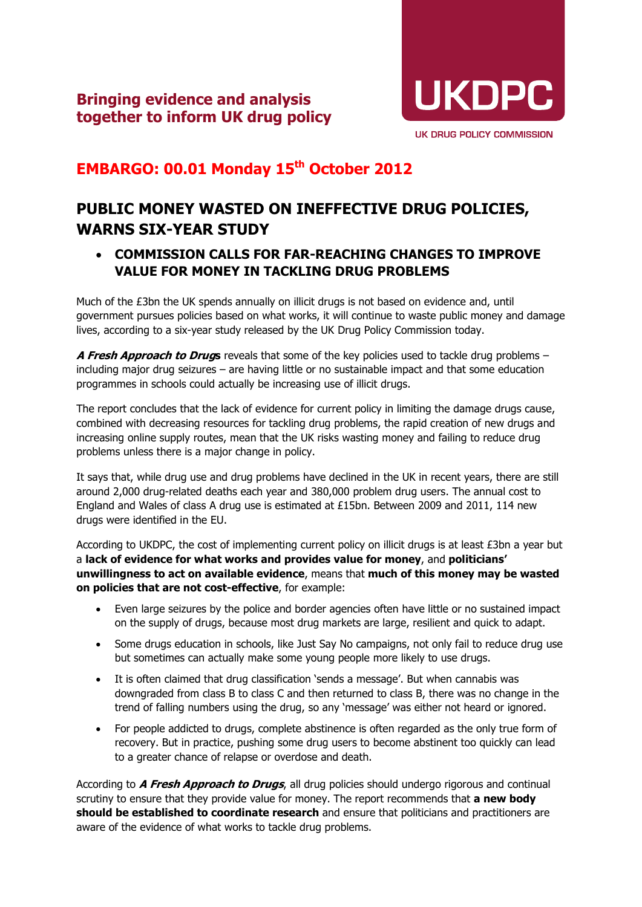**Bringing evidence and analysis together to inform UK drug policy**

UKDPC

UK DRUG POLICY COMMISSION

## EMBARGO: 00.01 Monday 15th October 2012

# PUBLIC MONEY WASTED ON INEFFECTIVE DRUG POLICIES, WARNS SIX-YEAR STUDY

- **COMMISSION CALLS FOR FAR-REACHING CHANGES TO IMPROVE VALUE FOR MONEY IN TACKLING DRUG PROBLEMS**

Much of the £3bn the UK spends annually on illicit drugs is not based on evidence and, until government pursues policies based on what works, it will continue to waste public money and damage lives, according to a six-year study released by the UK Drug Policy Commission today.

***A Fresh Approach to Drugs*** reveals that some of the key policies used to tackle drug problems – including major drug seizures – are having little or no sustainable impact and that some education programmes in schools could actually be increasing use of illicit drugs.

The report concludes that the lack of evidence for current policy in limiting the damage drugs cause, combined with decreasing resources for tackling drug problems, the rapid creation of new drugs and increasing online supply routes, mean that the UK risks wasting money and failing to reduce drug problems unless there is a major change in policy.

It says that, while drug use and drug problems have declined in the UK in recent years, there are still around 2,000 drug-related deaths each year and 380,000 problem drug users. The annual cost to England and Wales of class A drug use is estimated at £15bn. Between 2009 and 2011, 114 new drugs were identified in the EU.

According to UKDPC, the cost of implementing current policy on illicit drugs is at least £3bn a year but a **lack of evidence for what works and provides value for money**, and **politicians' unwillingness to act on available evidence**, means that **much of this money may be wasted on policies that are not cost-effective**, for example:

- Even large seizures by the police and border agencies often have little or no sustained impact on the supply of drugs, because most drug markets are large, resilient and quick to adapt.
- Some drugs education in schools, like Just Say No campaigns, not only fail to reduce drug use but sometimes can actually make some young people more likely to use drugs.
- It is often claimed that drug classification 'sends a message'. But when cannabis was downgraded from class B to class C and then returned to class B, there was no change in the trend of falling numbers using the drug, so any 'message' was either not heard or ignored.
- For people addicted to drugs, complete abstinence is often regarded as the only true form of recovery. But in practice, pushing some drug users to become abstinent too quickly can lead to a greater chance of relapse or overdose and death.

According to ***A Fresh Approach to Drugs***, all drug policies should undergo rigorous and continual scrutiny to ensure that they provide value for money. The report recommends that **a new body should be established to coordinate research** and ensure that politicians and practitioners are aware of the evidence of what works to tackle drug problems.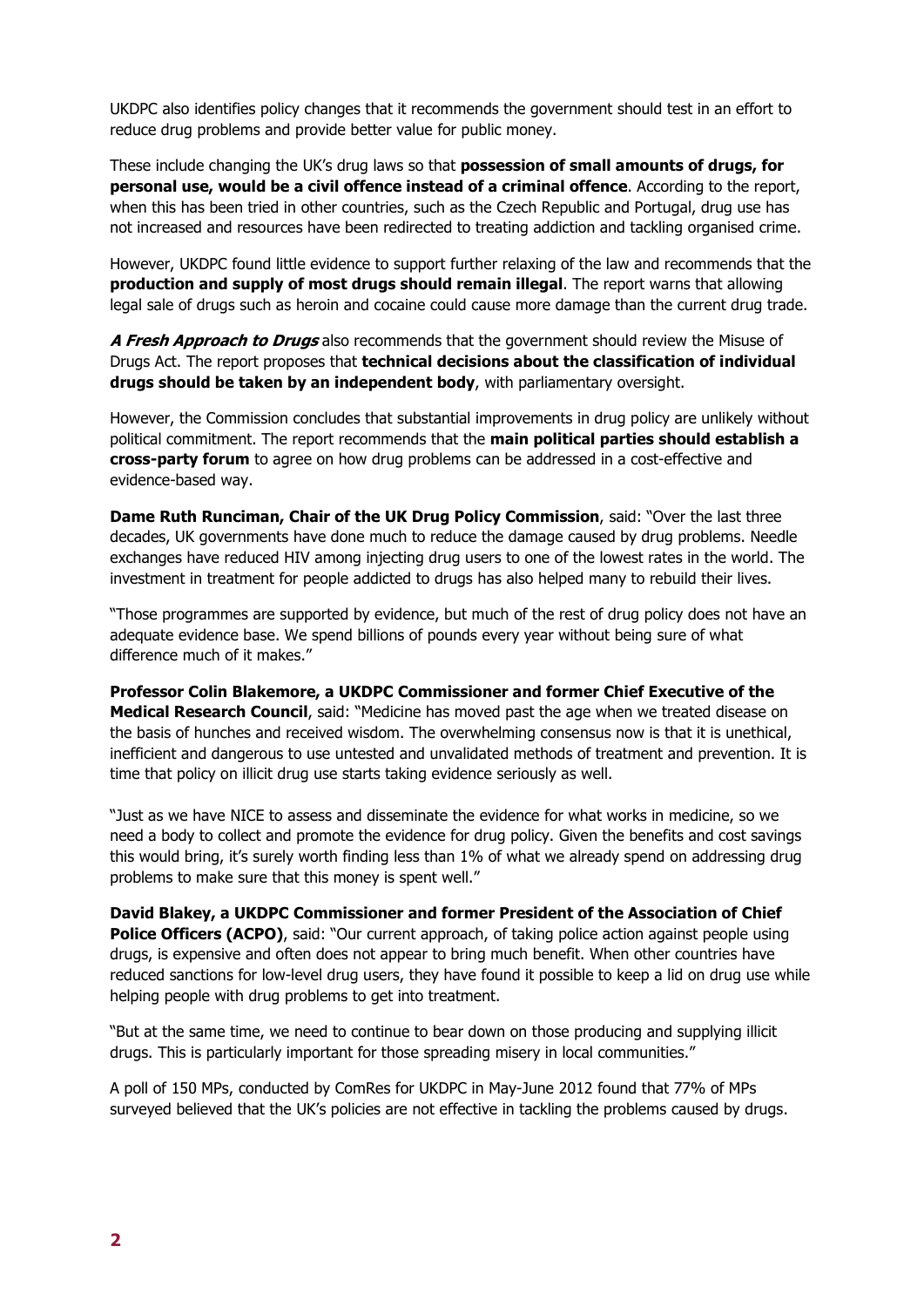UKDPC also identifies policy changes that it recommends the government should test in an effort to reduce drug problems and provide better value for public money.

These include changing the UK's drug laws so that **possession of small amounts of drugs, for personal use, would be a civil offence instead of a criminal offence**. According to the report, when this has been tried in other countries, such as the Czech Republic and Portugal, drug use has not increased and resources have been redirected to treating addiction and tackling organised crime.

However, UKDPC found little evidence to support further relaxing of the law and recommends that the **production and supply of most drugs should remain illegal**. The report warns that allowing legal sale of drugs such as heroin and cocaine could cause more damage than the current drug trade.

***A Fresh Approach to Drugs*** also recommends that the government should review the Misuse of Drugs Act. The report proposes that **technical decisions about the classification of individual drugs should be taken by an independent body**, with parliamentary oversight.

However, the Commission concludes that substantial improvements in drug policy are unlikely without political commitment. The report recommends that the **main political parties should establish a cross-party forum** to agree on how drug problems can be addressed in a cost-effective and evidence-based way.

**Dame Ruth Runciman, Chair of the UK Drug Policy Commission**, said: "Over the last three decades, UK governments have done much to reduce the damage caused by drug problems. Needle exchanges have reduced HIV among injecting drug users to one of the lowest rates in the world. The investment in treatment for people addicted to drugs has also helped many to rebuild their lives.

"Those programmes are supported by evidence, but much of the rest of drug policy does not have an adequate evidence base. We spend billions of pounds every year without being sure of what difference much of it makes."

**Professor Colin Blakemore, a UKDPC Commissioner and former Chief Executive of the Medical Research Council**, said: "Medicine has moved past the age when we treated disease on the basis of hunches and received wisdom. The overwhelming consensus now is that it is unethical, inefficient and dangerous to use untested and unvalidated methods of treatment and prevention. It is time that policy on illicit drug use starts taking evidence seriously as well.

"Just as we have NICE to assess and disseminate the evidence for what works in medicine, so we need a body to collect and promote the evidence for drug policy. Given the benefits and cost savings this would bring, it's surely worth finding less than 1% of what we already spend on addressing drug problems to make sure that this money is spent well."

**David Blakey, a UKDPC Commissioner and former President of the Association of Chief Police Officers (ACPO)**, said: "Our current approach, of taking police action against people using drugs, is expensive and often does not appear to bring much benefit. When other countries have reduced sanctions for low-level drug users, they have found it possible to keep a lid on drug use while helping people with drug problems to get into treatment.

"But at the same time, we need to continue to bear down on those producing and supplying illicit drugs. This is particularly important for those spreading misery in local communities."

A poll of 150 MPs, conducted by ComRes for UKDPC in May-June 2012 found that 77% of MPs surveyed believed that the UK's policies are not effective in tackling the problems caused by drugs.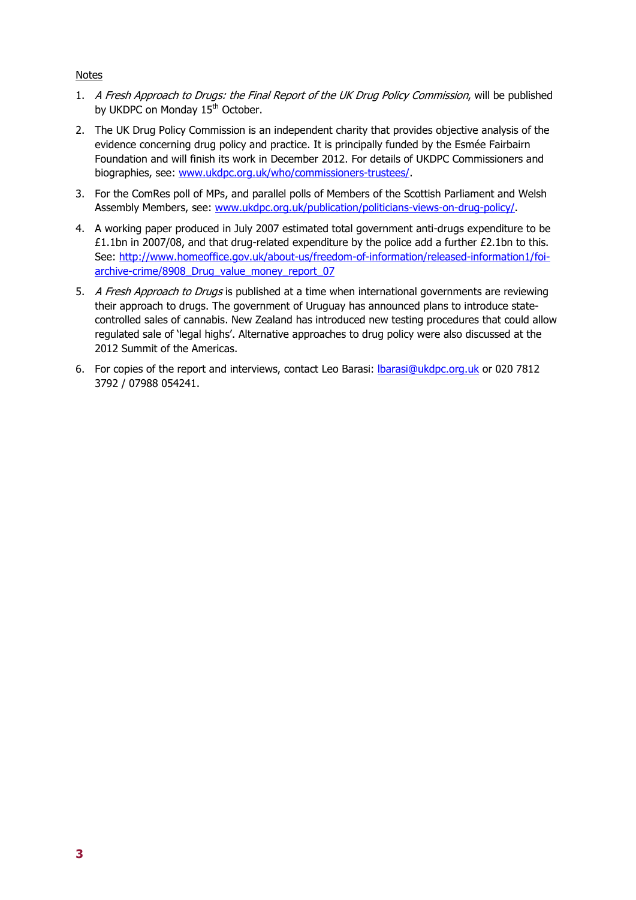Notes

1. *A Fresh Approach to Drugs: the Final Report of the UK Drug Policy Commission*, will be published by UKDPC on Monday 15th October.
2. The UK Drug Policy Commission is an independent charity that provides objective analysis of the evidence concerning drug policy and practice. It is principally funded by the Esmée Fairbairn Foundation and will finish its work in December 2012. For details of UKDPC Commissioners and biographies, see: www.ukdpc.org.uk/who/commissioners-trustees/.
3. For the ComRes poll of MPs, and parallel polls of Members of the Scottish Parliament and Welsh Assembly Members, see: www.ukdpc.org.uk/publication/politicians-views-on-drug-policy/.
4. A working paper produced in July 2007 estimated total government anti-drugs expenditure to be £1.1bn in 2007/08, and that drug-related expenditure by the police add a further £2.1bn to this. See: http://www.homeoffice.gov.uk/about-us/freedom-of-information/released-information1/foi-archive-crime/8908_Drug_value_money_report_07
5. *A Fresh Approach to Drugs* is published at a time when international governments are reviewing their approach to drugs. The government of Uruguay has announced plans to introduce state-controlled sales of cannabis. New Zealand has introduced new testing procedures that could allow regulated sale of 'legal highs'. Alternative approaches to drug policy were also discussed at the 2012 Summit of the Americas.
6. For copies of the report and interviews, contact Leo Barasi: lbarasi@ukdpc.org.uk or 020 7812 3792 / 07988 054241.